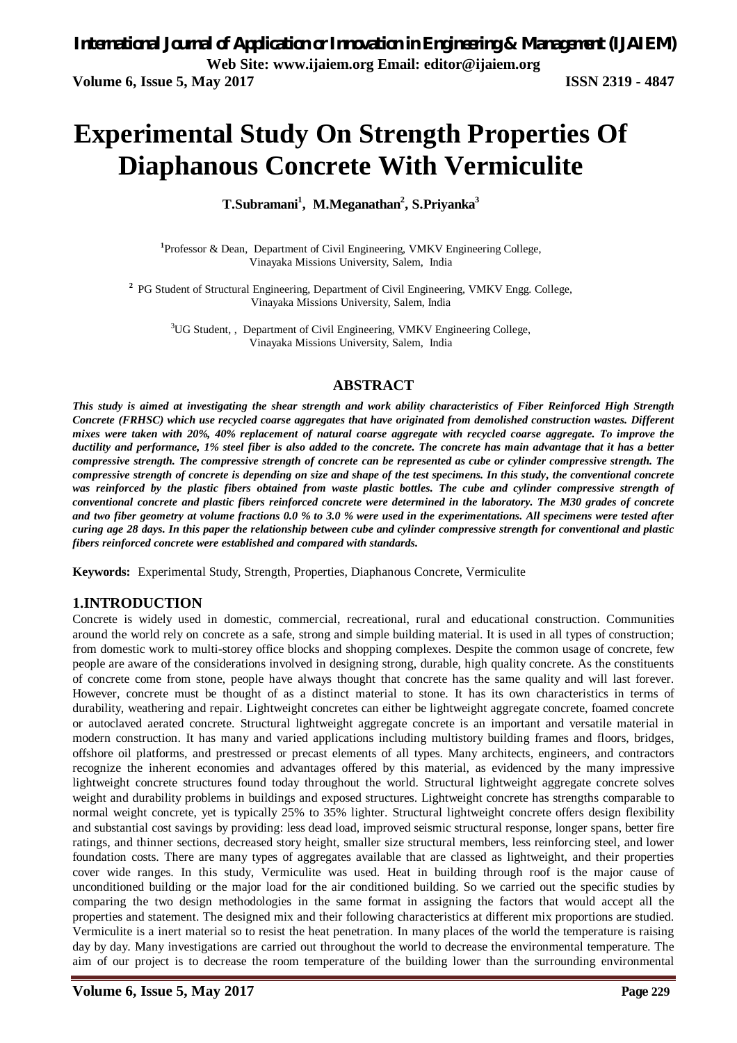# Experimental Study On Strength Properties Of Diaphanous Concrete With Vermiculite

**T.Subramani[1], M.Meganathan[2], S.Priyanka[3]**

[1]Professor & Dean, Department of Civil Engineering, VMKV Engineering College, Vinayaka Missions University, Salem, India

[2] PG Student of Structural Engineering, Department of Civil Engineering, VMKV Engg. College, Vinayaka Missions University, Salem, India

[3]UG Student, , Department of Civil Engineering, VMKV Engineering College, Vinayaka Missions University, Salem, India

## ABSTRACT

***This study is aimed at investigating the shear strength and work ability characteristics of Fiber Reinforced High Strength Concrete (FRHSC) which use recycled coarse aggregates that have originated from demolished construction wastes. Different mixes were taken with 20%, 40% replacement of natural coarse aggregate with recycled coarse aggregate. To improve the ductility and performance, 1% steel fiber is also added to the concrete. The concrete has main advantage that it has a better compressive strength. The compressive strength of concrete can be represented as cube or cylinder compressive strength. The compressive strength of concrete is depending on size and shape of the test specimens. In this study, the conventional concrete was reinforced by the plastic fibers obtained from waste plastic bottles. The cube and cylinder compressive strength of conventional concrete and plastic fibers reinforced concrete were determined in the laboratory. The M30 grades of concrete and two fiber geometry at volume fractions 0.0 % to 3.0 % were used in the experimentations. All specimens were tested after curing age 28 days. In this paper the relationship between cube and cylinder compressive strength for conventional and plastic fibers reinforced concrete were established and compared with standards.***

**Keywords:** Experimental Study, Strength, Properties, Diaphanous Concrete, Vermiculite

## 1.INTRODUCTION

Concrete is widely used in domestic, commercial, recreational, rural and educational construction. Communities around the world rely on concrete as a safe, strong and simple building material. It is used in all types of construction; from domestic work to multi-storey office blocks and shopping complexes. Despite the common usage of concrete, few people are aware of the considerations involved in designing strong, durable, high quality concrete. As the constituents of concrete come from stone, people have always thought that concrete has the same quality and will last forever. However, concrete must be thought of as a distinct material to stone. It has its own characteristics in terms of durability, weathering and repair. Lightweight concretes can either be lightweight aggregate concrete, foamed concrete or autoclaved aerated concrete. Structural lightweight aggregate concrete is an important and versatile material in modern construction. It has many and varied applications including multistory building frames and floors, bridges, offshore oil platforms, and prestressed or precast elements of all types. Many architects, engineers, and contractors recognize the inherent economies and advantages offered by this material, as evidenced by the many impressive lightweight concrete structures found today throughout the world. Structural lightweight aggregate concrete solves weight and durability problems in buildings and exposed structures. Lightweight concrete has strengths comparable to normal weight concrete, yet is typically 25% to 35% lighter. Structural lightweight concrete offers design flexibility and substantial cost savings by providing: less dead load, improved seismic structural response, longer spans, better fire ratings, and thinner sections, decreased story height, smaller size structural members, less reinforcing steel, and lower foundation costs. There are many types of aggregates available that are classed as lightweight, and their properties cover wide ranges. In this study, Vermiculite was used. Heat in building through roof is the major cause of unconditioned building or the major load for the air conditioned building. So we carried out the specific studies by comparing the two design methodologies in the same format in assigning the factors that would accept all the properties and statement. The designed mix and their following characteristics at different mix proportions are studied. Vermiculite is a inert material so to resist the heat penetration. In many places of the world the temperature is raising day by day. Many investigations are carried out throughout the world to decrease the environmental temperature. The aim of our project is to decrease the room temperature of the building lower than the surrounding environmental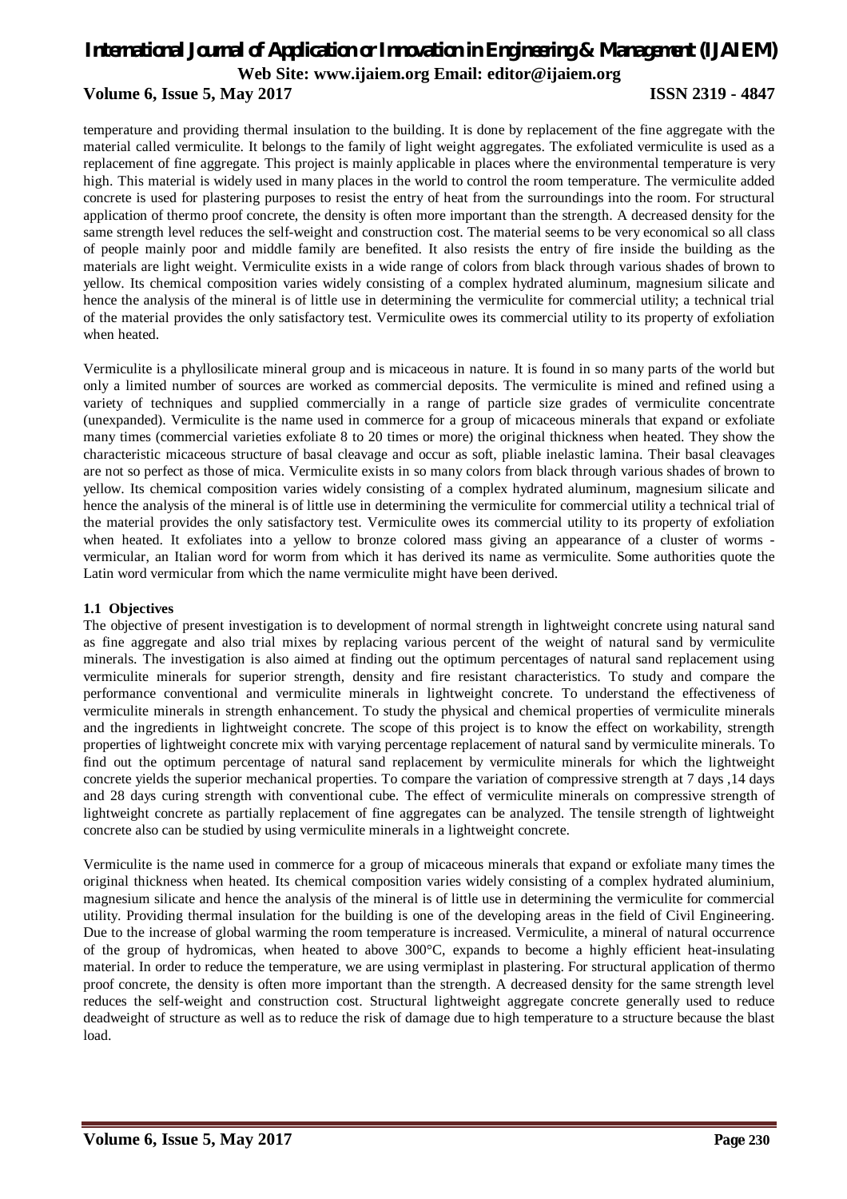temperature and providing thermal insulation to the building. It is done by replacement of the fine aggregate with the material called vermiculite. It belongs to the family of light weight aggregates. The exfoliated vermiculite is used as a replacement of fine aggregate. This project is mainly applicable in places where the environmental temperature is very high. This material is widely used in many places in the world to control the room temperature. The vermiculite added concrete is used for plastering purposes to resist the entry of heat from the surroundings into the room. For structural application of thermo proof concrete, the density is often more important than the strength. A decreased density for the same strength level reduces the self-weight and construction cost. The material seems to be very economical so all class of people mainly poor and middle family are benefited. It also resists the entry of fire inside the building as the materials are light weight. Vermiculite exists in a wide range of colors from black through various shades of brown to yellow. Its chemical composition varies widely consisting of a complex hydrated aluminum, magnesium silicate and hence the analysis of the mineral is of little use in determining the vermiculite for commercial utility; a technical trial of the material provides the only satisfactory test. Vermiculite owes its commercial utility to its property of exfoliation when heated.

Vermiculite is a phyllosilicate mineral group and is micaceous in nature. It is found in so many parts of the world but only a limited number of sources are worked as commercial deposits. The vermiculite is mined and refined using a variety of techniques and supplied commercially in a range of particle size grades of vermiculite concentrate (unexpanded). Vermiculite is the name used in commerce for a group of micaceous minerals that expand or exfoliate many times (commercial varieties exfoliate 8 to 20 times or more) the original thickness when heated. They show the characteristic micaceous structure of basal cleavage and occur as soft, pliable inelastic lamina. Their basal cleavages are not so perfect as those of mica. Vermiculite exists in so many colors from black through various shades of brown to yellow. Its chemical composition varies widely consisting of a complex hydrated aluminum, magnesium silicate and hence the analysis of the mineral is of little use in determining the vermiculite for commercial utility a technical trial of the material provides the only satisfactory test. Vermiculite owes its commercial utility to its property of exfoliation when heated. It exfoliates into a yellow to bronze colored mass giving an appearance of a cluster of worms - vermicular, an Italian word for worm from which it has derived its name as vermiculite. Some authorities quote the Latin word vermicular from which the name vermiculite might have been derived.

### 1.1 Objectives

The objective of present investigation is to development of normal strength in lightweight concrete using natural sand as fine aggregate and also trial mixes by replacing various percent of the weight of natural sand by vermiculite minerals. The investigation is also aimed at finding out the optimum percentages of natural sand replacement using vermiculite minerals for superior strength, density and fire resistant characteristics. To study and compare the performance conventional and vermiculite minerals in lightweight concrete. To understand the effectiveness of vermiculite minerals in strength enhancement. To study the physical and chemical properties of vermiculite minerals and the ingredients in lightweight concrete. The scope of this project is to know the effect on workability, strength properties of lightweight concrete mix with varying percentage replacement of natural sand by vermiculite minerals. To find out the optimum percentage of natural sand replacement by vermiculite minerals for which the lightweight concrete yields the superior mechanical properties. To compare the variation of compressive strength at 7 days ,14 days and 28 days curing strength with conventional cube. The effect of vermiculite minerals on compressive strength of lightweight concrete as partially replacement of fine aggregates can be analyzed. The tensile strength of lightweight concrete also can be studied by using vermiculite minerals in a lightweight concrete.

Vermiculite is the name used in commerce for a group of micaceous minerals that expand or exfoliate many times the original thickness when heated. Its chemical composition varies widely consisting of a complex hydrated aluminium, magnesium silicate and hence the analysis of the mineral is of little use in determining the vermiculite for commercial utility. Providing thermal insulation for the building is one of the developing areas in the field of Civil Engineering. Due to the increase of global warming the room temperature is increased. Vermiculite, a mineral of natural occurrence of the group of hydromicas, when heated to above 300°C, expands to become a highly efficient heat-insulating material. In order to reduce the temperature, we are using vermiplast in plastering. For structural application of thermo proof concrete, the density is often more important than the strength. A decreased density for the same strength level reduces the self-weight and construction cost. Structural lightweight aggregate concrete generally used to reduce deadweight of structure as well as to reduce the risk of damage due to high temperature to a structure because the blast load.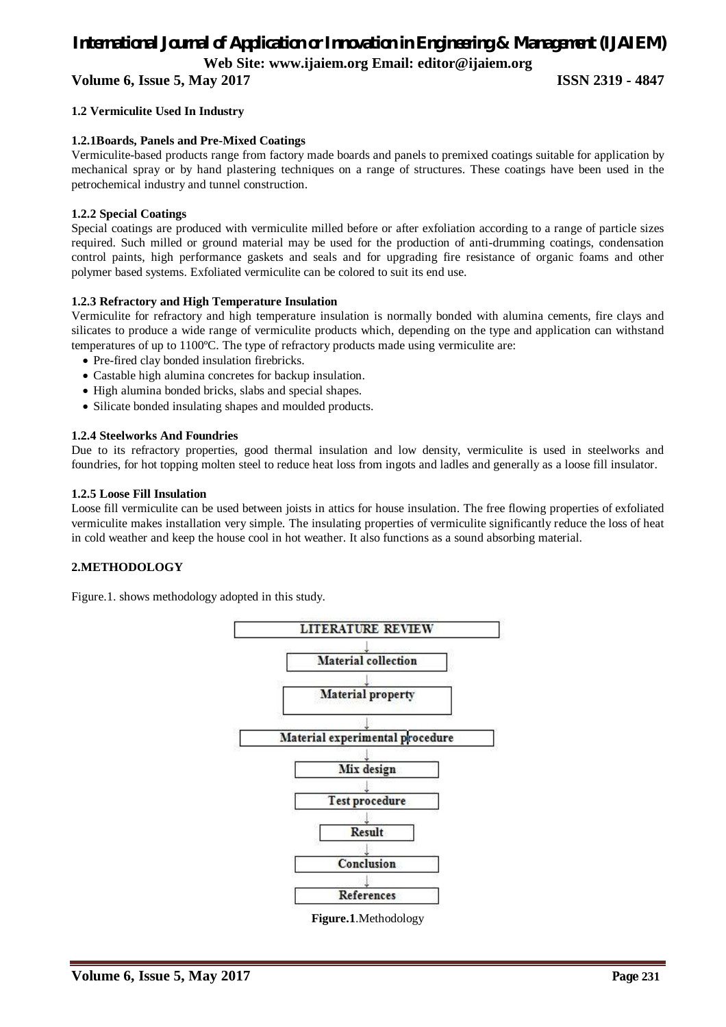### 1.2 Vermiculite Used In Industry

#### 1.2.1Boards, Panels and Pre-Mixed Coatings

Vermiculite-based products range from factory made boards and panels to premixed coatings suitable for application by mechanical spray or by hand plastering techniques on a range of structures. These coatings have been used in the petrochemical industry and tunnel construction.

#### 1.2.2 Special Coatings

Special coatings are produced with vermiculite milled before or after exfoliation according to a range of particle sizes required. Such milled or ground material may be used for the production of anti-drumming coatings, condensation control paints, high performance gaskets and seals and for upgrading fire resistance of organic foams and other polymer based systems. Exfoliated vermiculite can be colored to suit its end use.

#### 1.2.3 Refractory and High Temperature Insulation

Vermiculite for refractory and high temperature insulation is normally bonded with alumina cements, fire clays and silicates to produce a wide range of vermiculite products which, depending on the type and application can withstand temperatures of up to 1100ºC. The type of refractory products made using vermiculite are:

- Pre-fired clay bonded insulation firebricks.
- Castable high alumina concretes for backup insulation.
- High alumina bonded bricks, slabs and special shapes.
- Silicate bonded insulating shapes and moulded products.

#### 1.2.4 Steelworks And Foundries

Due to its refractory properties, good thermal insulation and low density, vermiculite is used in steelworks and foundries, for hot topping molten steel to reduce heat loss from ingots and ladles and generally as a loose fill insulator.

#### 1.2.5 Loose Fill Insulation

Loose fill vermiculite can be used between joists in attics for house insulation. The free flowing properties of exfoliated vermiculite makes installation very simple. The insulating properties of vermiculite significantly reduce the loss of heat in cold weather and keep the house cool in hot weather. It also functions as a sound absorbing material.

## 2.METHODOLOGY

Figure.1. shows methodology adopted in this study.

LITERATURE REVIEW
↓
Material collection
↓
Material property
↓
Material experimental procedure
↓
Mix design
↓
Test procedure
↓
Result
↓
Conclusion
↓
References

**Figure.1**.Methodology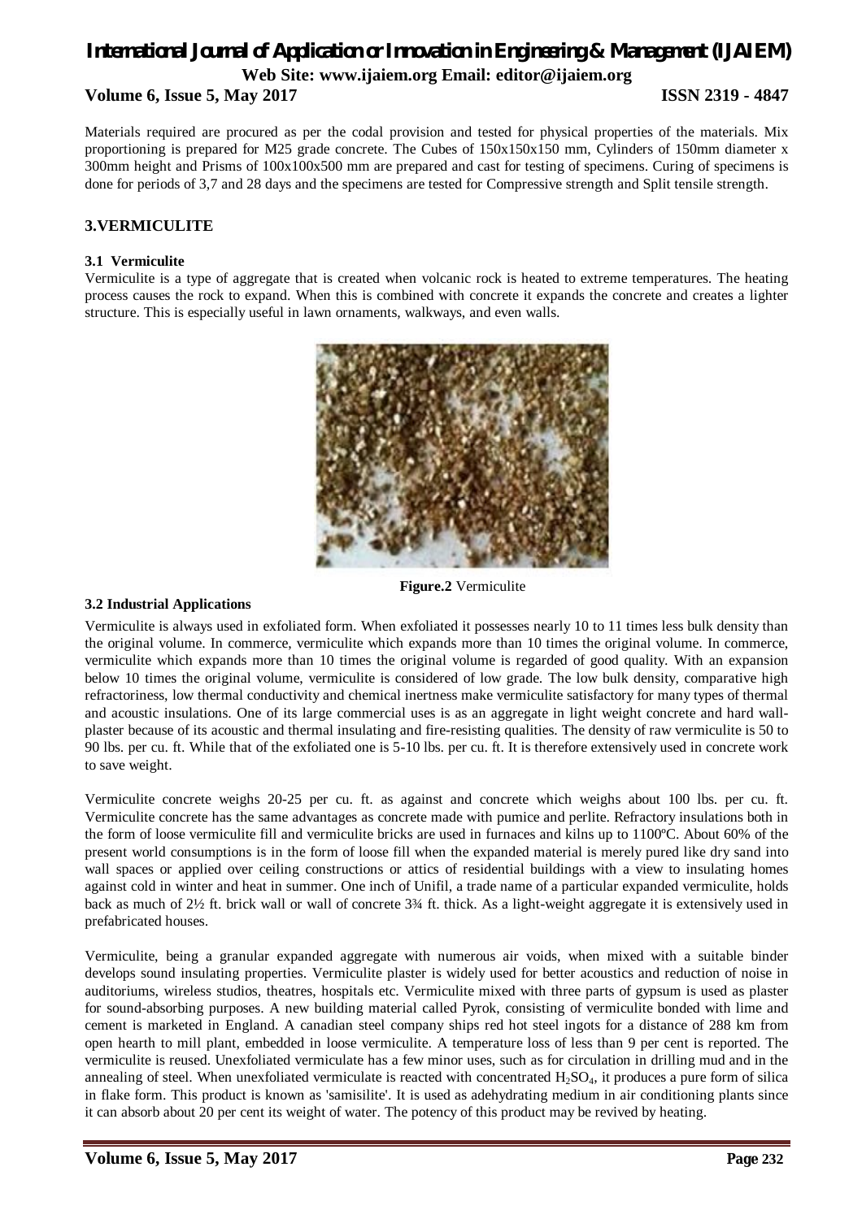Materials required are procured as per the codal provision and tested for physical properties of the materials. Mix proportioning is prepared for M25 grade concrete. The Cubes of 150x150x150 mm, Cylinders of 150mm diameter x 300mm height and Prisms of 100x100x500 mm are prepared and cast for testing of specimens. Curing of specimens is done for periods of 3,7 and 28 days and the specimens are tested for Compressive strength and Split tensile strength.

## 3.VERMICULITE

### 3.1 Vermiculite

Vermiculite is a type of aggregate that is created when volcanic rock is heated to extreme temperatures. The heating process causes the rock to expand. When this is combined with concrete it expands the concrete and creates a lighter structure. This is especially useful in lawn ornaments, walkways, and even walls.

**Figure.2** Vermiculite

### 3.2 Industrial Applications

Vermiculite is always used in exfoliated form. When exfoliated it possesses nearly 10 to 11 times less bulk density than the original volume. In commerce, vermiculite which expands more than 10 times the original volume. In commerce, vermiculite which expands more than 10 times the original volume is regarded of good quality. With an expansion below 10 times the original volume, vermiculite is considered of low grade. The low bulk density, comparative high refractoriness, low thermal conductivity and chemical inertness make vermiculite satisfactory for many types of thermal and acoustic insulations. One of its large commercial uses is as an aggregate in light weight concrete and hard wall-plaster because of its acoustic and thermal insulating and fire-resisting qualities. The density of raw vermiculite is 50 to 90 lbs. per cu. ft. While that of the exfoliated one is 5-10 lbs. per cu. ft. It is therefore extensively used in concrete work to save weight.

Vermiculite concrete weighs 20-25 per cu. ft. as against and concrete which weighs about 100 lbs. per cu. ft. Vermiculite concrete has the same advantages as concrete made with pumice and perlite. Refractory insulations both in the form of loose vermiculite fill and vermiculite bricks are used in furnaces and kilns up to 1100ºC. About 60% of the present world consumptions is in the form of loose fill when the expanded material is merely pured like dry sand into wall spaces or applied over ceiling constructions or attics of residential buildings with a view to insulating homes against cold in winter and heat in summer. One inch of Unifil, a trade name of a particular expanded vermiculite, holds back as much of 2½ ft. brick wall or wall of concrete 3¾ ft. thick. As a light-weight aggregate it is extensively used in prefabricated houses.

Vermiculite, being a granular expanded aggregate with numerous air voids, when mixed with a suitable binder develops sound insulating properties. Vermiculite plaster is widely used for better acoustics and reduction of noise in auditoriums, wireless studios, theatres, hospitals etc. Vermiculite mixed with three parts of gypsum is used as plaster for sound-absorbing purposes. A new building material called Pyrok, consisting of vermiculite bonded with lime and cement is marketed in England. A canadian steel company ships red hot steel ingots for a distance of 288 km from open hearth to mill plant, embedded in loose vermiculite. A temperature loss of less than 9 per cent is reported. The vermiculite is reused. Unexfoliated vermiculate has a few minor uses, such as for circulation in drilling mud and in the annealing of steel. When unexfoliated vermiculate is reacted with concentrated $H_2SO_4$, it produces a pure form of silica in flake form. This product is known as 'samisilite'. It is used as adehydrating medium in air conditioning plants since it can absorb about 20 per cent its weight of water. The potency of this product may be revived by heating.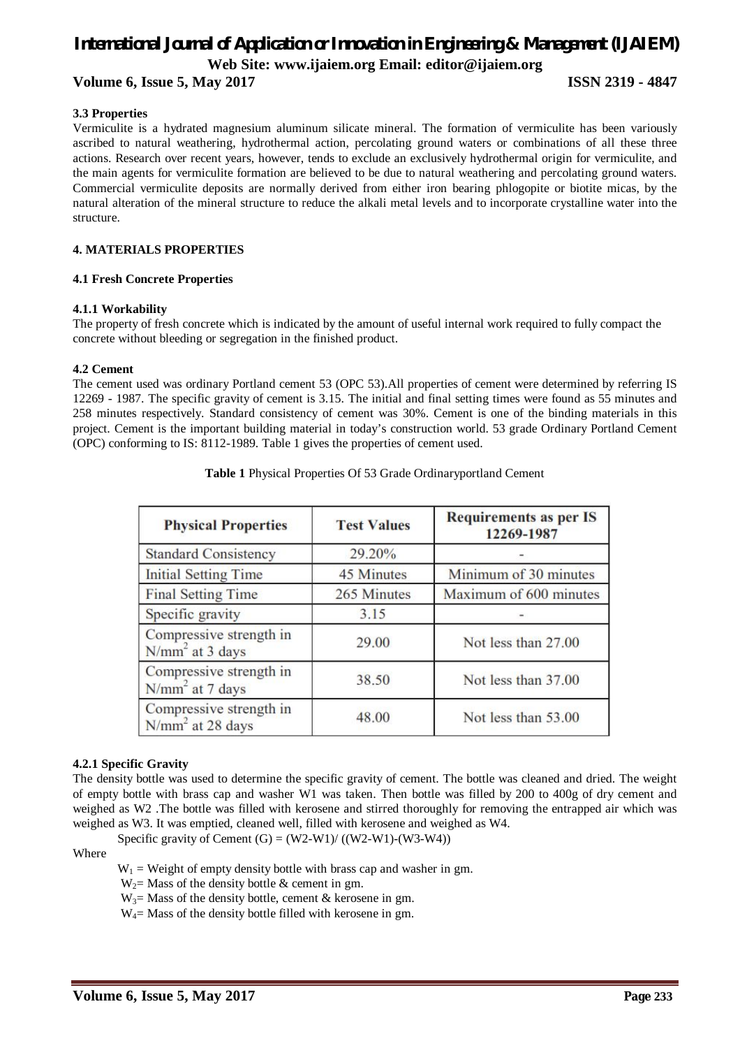### 3.3 Properties

Vermiculite is a hydrated magnesium aluminum silicate mineral. The formation of vermiculite has been variously ascribed to natural weathering, hydrothermal action, percolating ground waters or combinations of all these three actions. Research over recent years, however, tends to exclude an exclusively hydrothermal origin for vermiculite, and the main agents for vermiculite formation are believed to be due to natural weathering and percolating ground waters. Commercial vermiculite deposits are normally derived from either iron bearing phlogopite or biotite micas, by the natural alteration of the mineral structure to reduce the alkali metal levels and to incorporate crystalline water into the structure.

## 4. MATERIALS PROPERTIES

### 4.1 Fresh Concrete Properties

#### 4.1.1 Workability

The property of fresh concrete which is indicated by the amount of useful internal work required to fully compact the concrete without bleeding or segregation in the finished product.

### 4.2 Cement

The cement used was ordinary Portland cement 53 (OPC 53).All properties of cement were determined by referring IS 12269 - 1987. The specific gravity of cement is 3.15. The initial and final setting times were found as 55 minutes and 258 minutes respectively. Standard consistency of cement was 30%. Cement is one of the binding materials in this project. Cement is the important building material in today's construction world. 53 grade Ordinary Portland Cement (OPC) conforming to IS: 8112-1989. Table 1 gives the properties of cement used.

**Table 1** Physical Properties Of 53 Grade Ordinaryportland Cement

| Physical Properties | Test Values | Requirements as per IS 12269-1987 |
|---|---|---|
| Standard Consistency | 29.20% | - |
| Initial Setting Time | 45 Minutes | Minimum of 30 minutes |
| Final Setting Time | 265 Minutes | Maximum of 600 minutes |
| Specific gravity | 3.15 | - |
| Compressive strength in $N/mm^2$ at 3 days | 29.00 | Not less than 27.00 |
| Compressive strength in $N/mm^2$ at 7 days | 38.50 | Not less than 37.00 |
| Compressive strength in $N/mm^2$ at 28 days | 48.00 | Not less than 53.00 |

#### 4.2.1 Specific Gravity

The density bottle was used to determine the specific gravity of cement. The bottle was cleaned and dried. The weight of empty bottle with brass cap and washer W1 was taken. Then bottle was filled by 200 to 400g of dry cement and weighed as W2 .The bottle was filled with kerosene and stirred thoroughly for removing the entrapped air which was weighed as W3. It was emptied, cleaned well, filled with kerosene and weighed as W4.

Specific gravity of Cement (G) = (W2-W1)/ ((W2-W1)-(W3-W4))

Where

$W_1$ = Weight of empty density bottle with brass cap and washer in gm.

$W_2$= Mass of the density bottle & cement in gm.

$W_3$= Mass of the density bottle, cement & kerosene in gm.

$W_4$= Mass of the density bottle filled with kerosene in gm.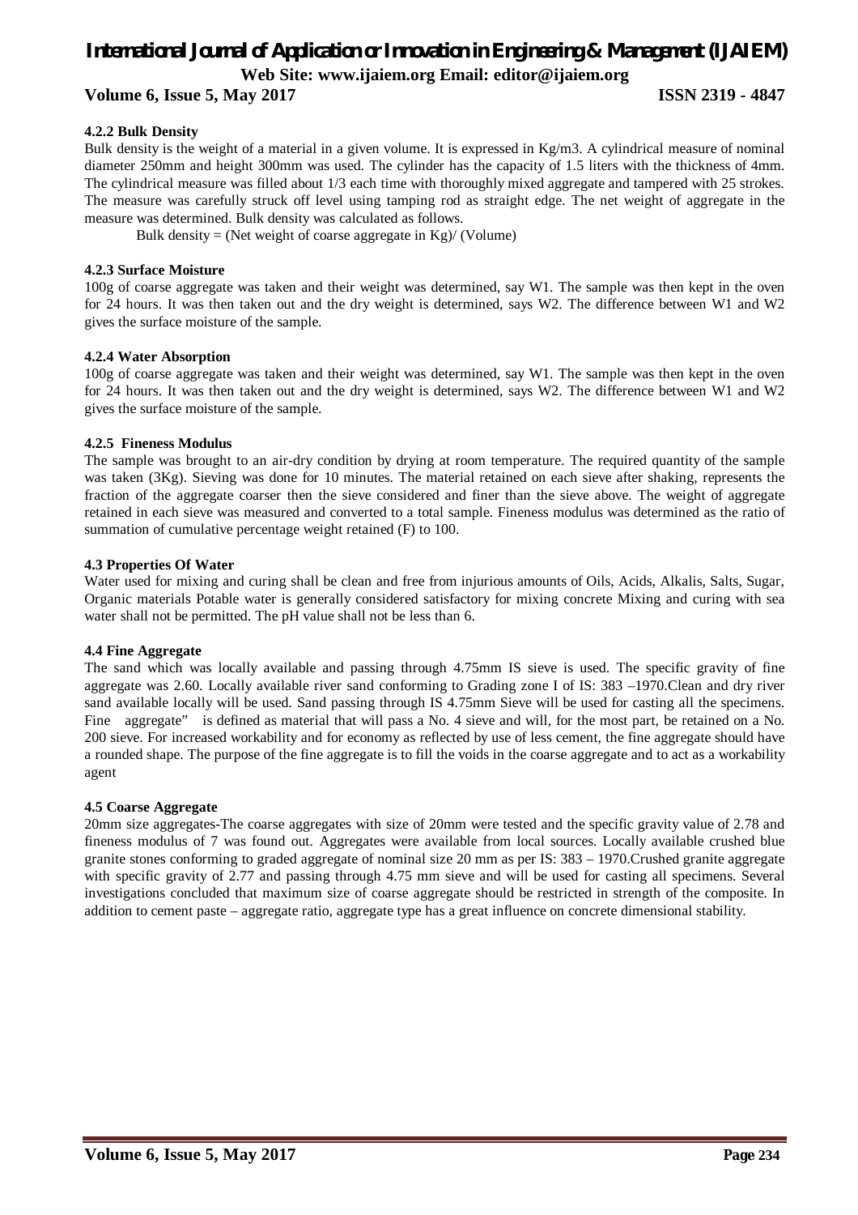#### 4.2.2 Bulk Density

Bulk density is the weight of a material in a given volume. It is expressed in Kg/m3. A cylindrical measure of nominal diameter 250mm and height 300mm was used. The cylinder has the capacity of 1.5 liters with the thickness of 4mm. The cylindrical measure was filled about 1/3 each time with thoroughly mixed aggregate and tampered with 25 strokes. The measure was carefully struck off level using tamping rod as straight edge. The net weight of aggregate in the measure was determined. Bulk density was calculated as follows.

Bulk density = (Net weight of coarse aggregate in Kg)/ (Volume)

#### 4.2.3 Surface Moisture

100g of coarse aggregate was taken and their weight was determined, say W1. The sample was then kept in the oven for 24 hours. It was then taken out and the dry weight is determined, says W2. The difference between W1 and W2 gives the surface moisture of the sample.

#### 4.2.4 Water Absorption

100g of coarse aggregate was taken and their weight was determined, say W1. The sample was then kept in the oven for 24 hours. It was then taken out and the dry weight is determined, says W2. The difference between W1 and W2 gives the surface moisture of the sample.

#### 4.2.5 Fineness Modulus

The sample was brought to an air-dry condition by drying at room temperature. The required quantity of the sample was taken (3Kg). Sieving was done for 10 minutes. The material retained on each sieve after shaking, represents the fraction of the aggregate coarser then the sieve considered and finer than the sieve above. The weight of aggregate retained in each sieve was measured and converted to a total sample. Fineness modulus was determined as the ratio of summation of cumulative percentage weight retained (F) to 100.

### 4.3 Properties Of Water

Water used for mixing and curing shall be clean and free from injurious amounts of Oils, Acids, Alkalis, Salts, Sugar, Organic materials Potable water is generally considered satisfactory for mixing concrete Mixing and curing with sea water shall not be permitted. The pH value shall not be less than 6.

### 4.4 Fine Aggregate

The sand which was locally available and passing through 4.75mm IS sieve is used. The specific gravity of fine aggregate was 2.60. Locally available river sand conforming to Grading zone I of IS: 383 –1970.Clean and dry river sand available locally will be used. Sand passing through IS 4.75mm Sieve will be used for casting all the specimens. Fine aggregate" is defined as material that will pass a No. 4 sieve and will, for the most part, be retained on a No. 200 sieve. For increased workability and for economy as reflected by use of less cement, the fine aggregate should have a rounded shape. The purpose of the fine aggregate is to fill the voids in the coarse aggregate and to act as a workability agent

### 4.5 Coarse Aggregate

20mm size aggregates-The coarse aggregates with size of 20mm were tested and the specific gravity value of 2.78 and fineness modulus of 7 was found out. Aggregates were available from local sources. Locally available crushed blue granite stones conforming to graded aggregate of nominal size 20 mm as per IS: 383 – 1970.Crushed granite aggregate with specific gravity of 2.77 and passing through 4.75 mm sieve and will be used for casting all specimens. Several investigations concluded that maximum size of coarse aggregate should be restricted in strength of the composite. In addition to cement paste – aggregate ratio, aggregate type has a great influence on concrete dimensional stability.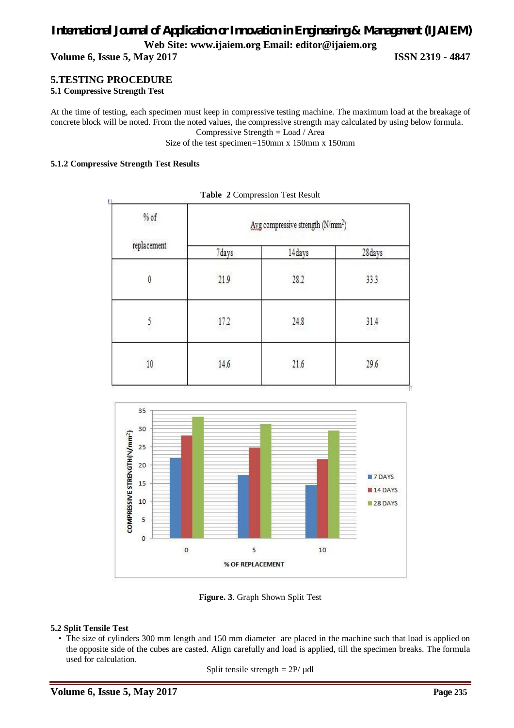## 5.TESTING PROCEDURE

### 5.1 Compressive Strength Test

At the time of testing, each specimen must keep in compressive testing machine. The maximum load at the breakage of concrete block will be noted. From the noted values, the compressive strength may calculated by using below formula.

Compressive Strength = Load / Area

Size of the test specimen=150mm x 150mm x 150mm

#### 5.1.2 Compressive Strength Test Results

**Table 2** Compression Test Result

| % of replacement | Avg compressive strength ($N/mm^2$) | | |
|---|---|---|---|
| | 7days | 14days | 28days |
| 0 | 21.9 | 28.2 | 33.3 |
| 5 | 17.2 | 24.8 | 31.4 |
| 10 | 14.6 | 21.6 | 29.6 |

**Figure. 3**. Graph Shown Split Test

### 5.2 Split Tensile Test

- The size of cylinders 300 mm length and 150 mm diameter are placed in the machine such that load is applied on the opposite side of the cubes are casted. Align carefully and load is applied, till the specimen breaks. The formula used for calculation.

Split tensile strength = $2P/\mu dl$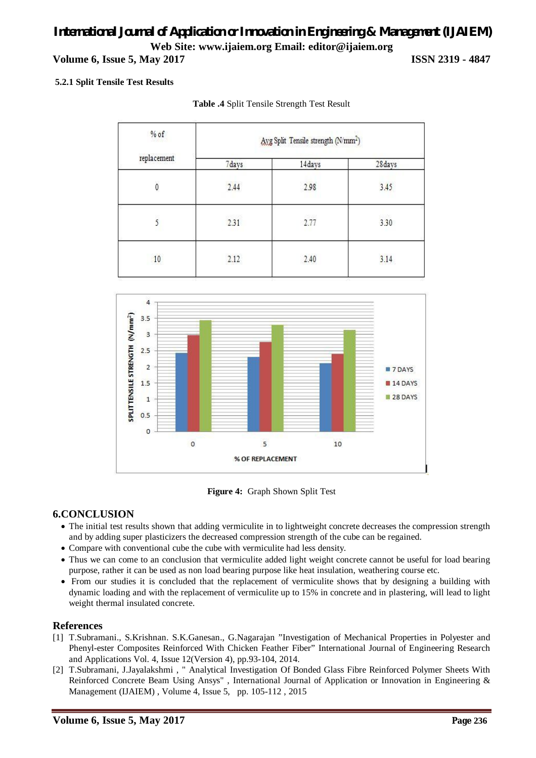#### 5.2.1 Split Tensile Test Results

**Table .4** Split Tensile Strength Test Result

| % of replacement | Avg Split Tensile strength (N/mm$^2$) | | |
|---|---|---|---|
| | 7days | 14days | 28days |
| 0 | 2.44 | 2.98 | 3.45 |
| 5 | 2.31 | 2.77 | 3.30 |
| 10 | 2.12 | 2.40 | 3.14 |

**Figure 4:** Graph Shown Split Test

## 6.CONCLUSION

- The initial test results shown that adding vermiculite in to lightweight concrete decreases the compression strength and by adding super plasticizers the decreased compression strength of the cube can be regained.
- Compare with conventional cube the cube with vermiculite had less density.
- Thus we can come to an conclusion that vermiculite added light weight concrete cannot be useful for load bearing purpose, rather it can be used as non load bearing purpose like heat insulation, weathering course etc.
- From our studies it is concluded that the replacement of vermiculite shows that by designing a building with dynamic loading and with the replacement of vermiculite up to 15% in concrete and in plastering, will lead to light weight thermal insulated concrete.

## References

[1] T.Subramani., S.Krishnan. S.K.Ganesan., G.Nagarajan "Investigation of Mechanical Properties in Polyester and Phenyl-ester Composites Reinforced With Chicken Feather Fiber" International Journal of Engineering Research and Applications Vol. 4, Issue 12(Version 4), pp.93-104, 2014.

[2] T.Subramani, J.Jayalakshmi , " Analytical Investigation Of Bonded Glass Fibre Reinforced Polymer Sheets With Reinforced Concrete Beam Using Ansys" , International Journal of Application or Innovation in Engineering & Management (IJAIEM) , Volume 4, Issue 5, pp. 105-112 , 2015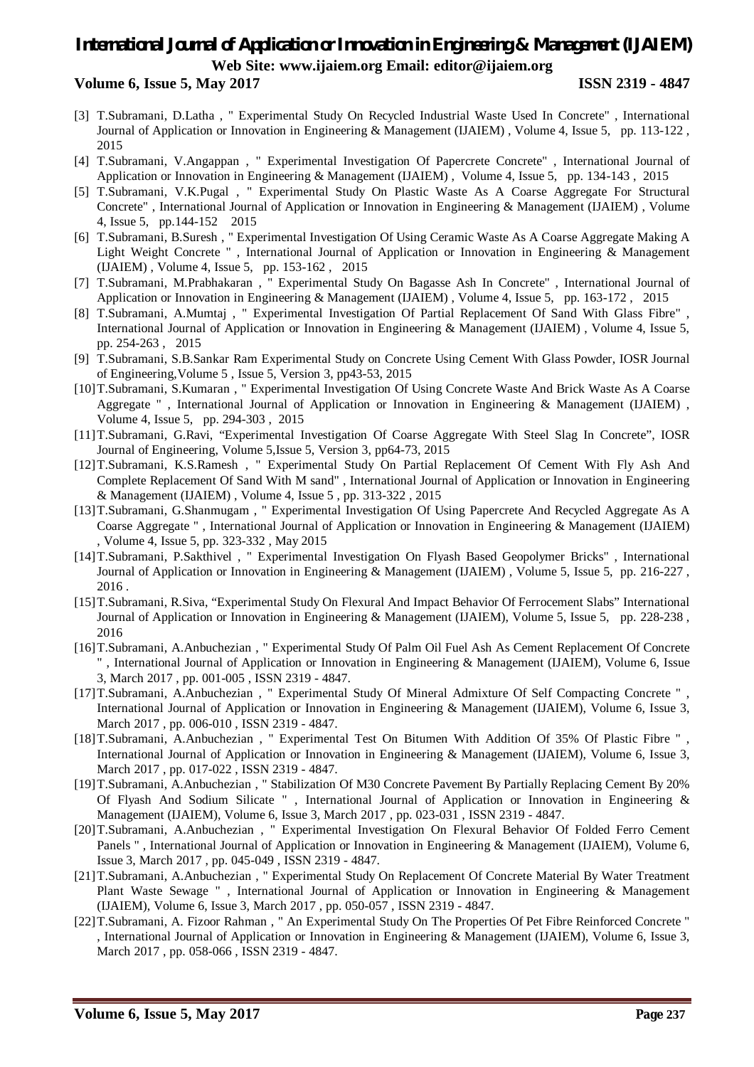[3] T.Subramani, D.Latha , " Experimental Study On Recycled Industrial Waste Used In Concrete" , International Journal of Application or Innovation in Engineering & Management (IJAIEM) , Volume 4, Issue 5, pp. 113-122 , 2015

[4] T.Subramani, V.Angappan , " Experimental Investigation Of Papercrete Concrete" , International Journal of Application or Innovation in Engineering & Management (IJAIEM) , Volume 4, Issue 5, pp. 134-143 , 2015

[5] T.Subramani, V.K.Pugal , " Experimental Study On Plastic Waste As A Coarse Aggregate For Structural Concrete" , International Journal of Application or Innovation in Engineering & Management (IJAIEM) , Volume 4, Issue 5, pp.144-152 2015

[6] T.Subramani, B.Suresh , " Experimental Investigation Of Using Ceramic Waste As A Coarse Aggregate Making A Light Weight Concrete " , International Journal of Application or Innovation in Engineering & Management (IJAIEM) , Volume 4, Issue 5, pp. 153-162 , 2015

[7] T.Subramani, M.Prabhakaran , " Experimental Study On Bagasse Ash In Concrete" , International Journal of Application or Innovation in Engineering & Management (IJAIEM) , Volume 4, Issue 5, pp. 163-172 , 2015

[8] T.Subramani, A.Mumtaj , " Experimental Investigation Of Partial Replacement Of Sand With Glass Fibre" , International Journal of Application or Innovation in Engineering & Management (IJAIEM) , Volume 4, Issue 5, pp. 254-263 , 2015

[9] T.Subramani, S.B.Sankar Ram Experimental Study on Concrete Using Cement With Glass Powder, IOSR Journal of Engineering,Volume 5 , Issue 5, Version 3, pp43-53, 2015

[10] T.Subramani, S.Kumaran , " Experimental Investigation Of Using Concrete Waste And Brick Waste As A Coarse Aggregate " , International Journal of Application or Innovation in Engineering & Management (IJAIEM) , Volume 4, Issue 5, pp. 294-303 , 2015

[11] T.Subramani, G.Ravi, "Experimental Investigation Of Coarse Aggregate With Steel Slag In Concrete", IOSR Journal of Engineering, Volume 5,Issue 5, Version 3, pp64-73, 2015

[12] T.Subramani, K.S.Ramesh , " Experimental Study On Partial Replacement Of Cement With Fly Ash And Complete Replacement Of Sand With M sand" , International Journal of Application or Innovation in Engineering & Management (IJAIEM) , Volume 4, Issue 5 , pp. 313-322 , 2015

[13] T.Subramani, G.Shanmugam , " Experimental Investigation Of Using Papercrete And Recycled Aggregate As A Coarse Aggregate " , International Journal of Application or Innovation in Engineering & Management (IJAIEM) , Volume 4, Issue 5, pp. 323-332 , May 2015

[14] T.Subramani, P.Sakthivel , " Experimental Investigation On Flyash Based Geopolymer Bricks" , International Journal of Application or Innovation in Engineering & Management (IJAIEM) , Volume 5, Issue 5, pp. 216-227 , 2016 .

[15] T.Subramani, R.Siva, "Experimental Study On Flexural And Impact Behavior Of Ferrocement Slabs" International Journal of Application or Innovation in Engineering & Management (IJAIEM), Volume 5, Issue 5, pp. 228-238 , 2016

[16] T.Subramani, A.Anbuchezian , " Experimental Study Of Palm Oil Fuel Ash As Cement Replacement Of Concrete " , International Journal of Application or Innovation in Engineering & Management (IJAIEM), Volume 6, Issue 3, March 2017 , pp. 001-005 , ISSN 2319 - 4847.

[17] T.Subramani, A.Anbuchezian , " Experimental Study Of Mineral Admixture Of Self Compacting Concrete " , International Journal of Application or Innovation in Engineering & Management (IJAIEM), Volume 6, Issue 3, March 2017 , pp. 006-010 , ISSN 2319 - 4847.

[18] T.Subramani, A.Anbuchezian , " Experimental Test On Bitumen With Addition Of 35% Of Plastic Fibre " , International Journal of Application or Innovation in Engineering & Management (IJAIEM), Volume 6, Issue 3, March 2017 , pp. 017-022 , ISSN 2319 - 4847.

[19] T.Subramani, A.Anbuchezian , " Stabilization Of M30 Concrete Pavement By Partially Replacing Cement By 20% Of Flyash And Sodium Silicate " , International Journal of Application or Innovation in Engineering & Management (IJAIEM), Volume 6, Issue 3, March 2017 , pp. 023-031 , ISSN 2319 - 4847.

[20] T.Subramani, A.Anbuchezian , " Experimental Investigation On Flexural Behavior Of Folded Ferro Cement Panels " , International Journal of Application or Innovation in Engineering & Management (IJAIEM), Volume 6, Issue 3, March 2017 , pp. 045-049 , ISSN 2319 - 4847.

[21] T.Subramani, A.Anbuchezian , " Experimental Study On Replacement Of Concrete Material By Water Treatment Plant Waste Sewage " , International Journal of Application or Innovation in Engineering & Management (IJAIEM), Volume 6, Issue 3, March 2017 , pp. 050-057 , ISSN 2319 - 4847.

[22] T.Subramani, A. Fizoor Rahman , " An Experimental Study On The Properties Of Pet Fibre Reinforced Concrete " , International Journal of Application or Innovation in Engineering & Management (IJAIEM), Volume 6, Issue 3, March 2017 , pp. 058-066 , ISSN 2319 - 4847.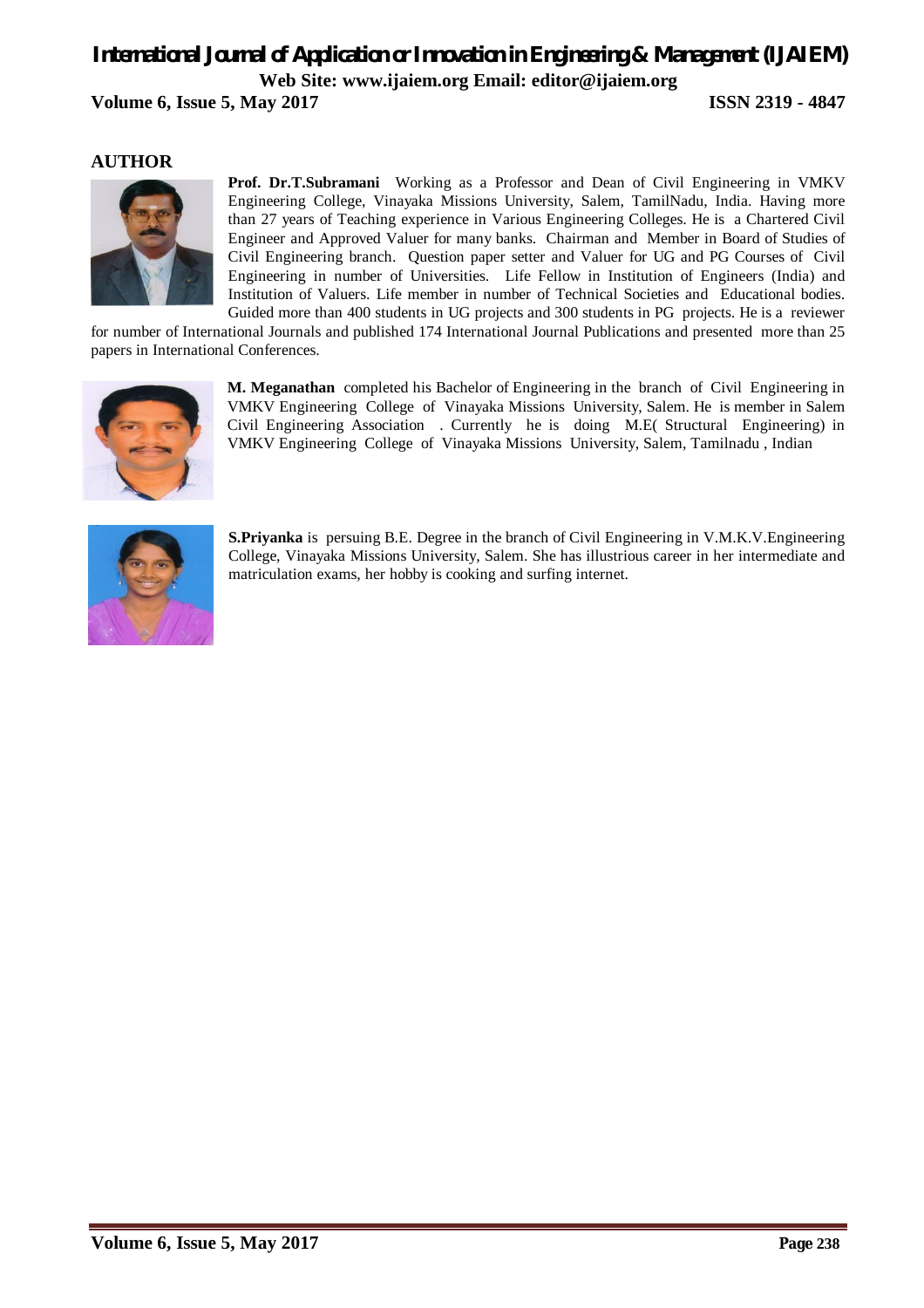## AUTHOR

**Prof. Dr.T.Subramani** Working as a Professor and Dean of Civil Engineering in VMKV Engineering College, Vinayaka Missions University, Salem, TamilNadu, India. Having more than 27 years of Teaching experience in Various Engineering Colleges. He is a Chartered Civil Engineer and Approved Valuer for many banks. Chairman and Member in Board of Studies of Civil Engineering branch. Question paper setter and Valuer for UG and PG Courses of Civil Engineering in number of Universities. Life Fellow in Institution of Engineers (India) and Institution of Valuers. Life member in number of Technical Societies and Educational bodies. Guided more than 400 students in UG projects and 300 students in PG projects. He is a reviewer for number of International Journals and published 174 International Journal Publications and presented more than 25 papers in International Conferences.

**M. Meganathan** completed his Bachelor of Engineering in the branch of Civil Engineering in VMKV Engineering College of Vinayaka Missions University, Salem. He is member in Salem Civil Engineering Association . Currently he is doing M.E( Structural Engineering) in VMKV Engineering College of Vinayaka Missions University, Salem, Tamilnadu , Indian

**S.Priyanka** is persuing B.E. Degree in the branch of Civil Engineering in V.M.K.V.Engineering College, Vinayaka Missions University, Salem. She has illustrious career in her intermediate and matriculation exams, her hobby is cooking and surfing internet.